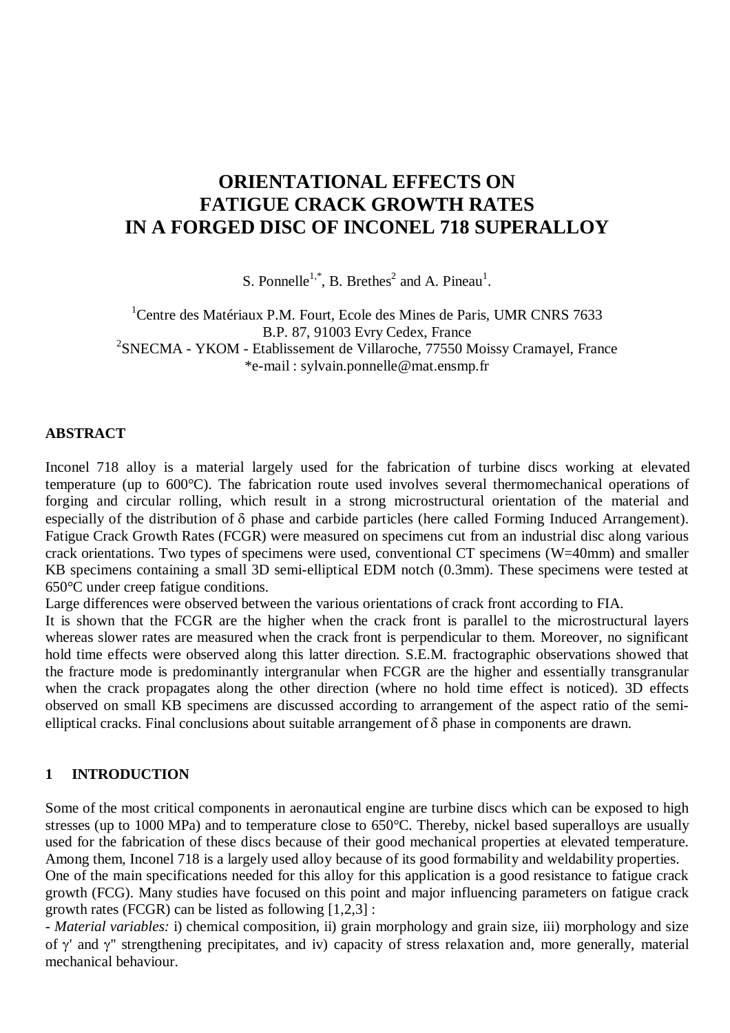# ORIENTATIONAL EFFECTS ON FATIGUE CRACK GROWTH RATES IN A FORGED DISC OF INCONEL 718 SUPERALLOY

S. Ponnelle[1,*], B. Brethes[2] and A. Pineau[1].

[1]Centre des Matériaux P.M. Fourt, Ecole des Mines de Paris, UMR CNRS 7633
B.P. 87, 91003 Evry Cedex, France
[2]SNECMA - YKOM - Etablissement de Villaroche, 77550 Moissy Cramayel, France
*e-mail : sylvain.ponnelle@mat.ensmp.fr

## ABSTRACT

Inconel 718 alloy is a material largely used for the fabrication of turbine discs working at elevated temperature (up to 600°C). The fabrication route used involves several thermomechanical operations of forging and circular rolling, which result in a strong microstructural orientation of the material and especially of the distribution of $\delta$ phase and carbide particles (here called Forming Induced Arrangement). Fatigue Crack Growth Rates (FCGR) were measured on specimens cut from an industrial disc along various crack orientations. Two types of specimens were used, conventional CT specimens (W=40mm) and smaller KB specimens containing a small 3D semi-elliptical EDM notch (0.3mm). These specimens were tested at 650°C under creep fatigue conditions.

Large differences were observed between the various orientations of crack front according to FIA.

It is shown that the FCGR are the higher when the crack front is parallel to the microstructural layers whereas slower rates are measured when the crack front is perpendicular to them. Moreover, no significant hold time effects were observed along this latter direction. S.E.M. fractographic observations showed that the fracture mode is predominantly intergranular when FCGR are the higher and essentially transgranular when the crack propagates along the other direction (where no hold time effect is noticed). 3D effects observed on small KB specimens are discussed according to arrangement of the aspect ratio of the semi-elliptical cracks. Final conclusions about suitable arrangement of $\delta$ phase in components are drawn.

## 1 INTRODUCTION

Some of the most critical components in aeronautical engine are turbine discs which can be exposed to high stresses (up to 1000 MPa) and to temperature close to 650°C. Thereby, nickel based superalloys are usually used for the fabrication of these discs because of their good mechanical properties at elevated temperature. Among them, Inconel 718 is a largely used alloy because of its good formability and weldability properties.

One of the main specifications needed for this alloy for this application is a good resistance to fatigue crack growth (FCG). Many studies have focused on this point and major influencing parameters on fatigue crack growth rates (FCGR) can be listed as following [1,2,3] :

- *Material variables:* i) chemical composition, ii) grain morphology and grain size, iii) morphology and size of $\gamma'$ and $\gamma''$ strengthening precipitates, and iv) capacity of stress relaxation and, more generally, material mechanical behaviour.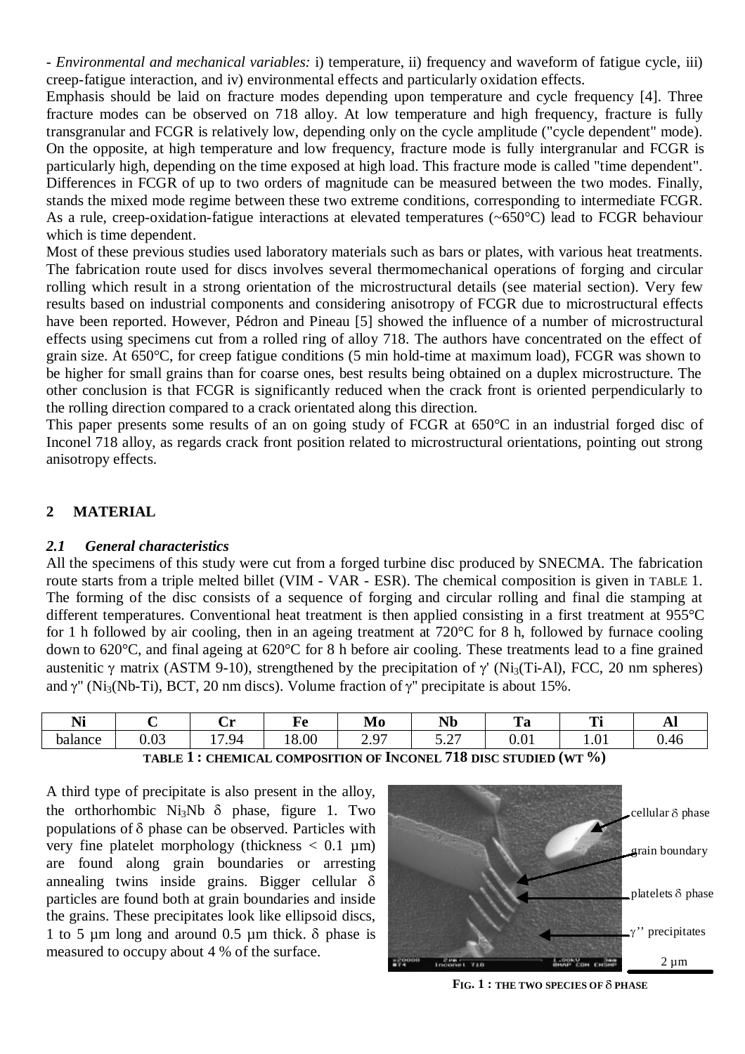- *Environmental and mechanical variables:* i) temperature, ii) frequency and waveform of fatigue cycle, iii) creep-fatigue interaction, and iv) environmental effects and particularly oxidation effects.

Emphasis should be laid on fracture modes depending upon temperature and cycle frequency [4]. Three fracture modes can be observed on 718 alloy. At low temperature and high frequency, fracture is fully transgranular and FCGR is relatively low, depending only on the cycle amplitude ("cycle dependent" mode). On the opposite, at high temperature and low frequency, fracture mode is fully intergranular and FCGR is particularly high, depending on the time exposed at high load. This fracture mode is called "time dependent". Differences in FCGR of up to two orders of magnitude can be measured between the two modes. Finally, stands the mixed mode regime between these two extreme conditions, corresponding to intermediate FCGR. As a rule, creep-oxidation-fatigue interactions at elevated temperatures (~650°C) lead to FCGR behaviour which is time dependent.

Most of these previous studies used laboratory materials such as bars or plates, with various heat treatments. The fabrication route used for discs involves several thermomechanical operations of forging and circular rolling which result in a strong orientation of the microstructural details (see material section). Very few results based on industrial components and considering anisotropy of FCGR due to microstructural effects have been reported. However, Pédron and Pineau [5] showed the influence of a number of microstructural effects using specimens cut from a rolled ring of alloy 718. The authors have concentrated on the effect of grain size. At 650°C, for creep fatigue conditions (5 min hold-time at maximum load), FCGR was shown to be higher for small grains than for coarse ones, best results being obtained on a duplex microstructure. The other conclusion is that FCGR is significantly reduced when the crack front is oriented perpendicularly to the rolling direction compared to a crack orientated along this direction.

This paper presents some results of an on going study of FCGR at 650°C in an industrial forged disc of Inconel 718 alloy, as regards crack front position related to microstructural orientations, pointing out strong anisotropy effects.

## 2 MATERIAL

### *2.1 General characteristics*

All the specimens of this study were cut from a forged turbine disc produced by SNECMA. The fabrication route starts from a triple melted billet (VIM - VAR - ESR). The chemical composition is given in TABLE 1. The forming of the disc consists of a sequence of forging and circular rolling and final die stamping at different temperatures. Conventional heat treatment is then applied consisting in a first treatment at 955°C for 1 h followed by air cooling, then in an ageing treatment at 720°C for 8 h, followed by furnace cooling down to 620°C, and final ageing at 620°C for 8 h before air cooling. These treatments lead to a fine grained austenitic $\gamma$ matrix (ASTM 9-10), strengthened by the precipitation of $\gamma'$ ($Ni_3$(Ti-Al), FCC, 20 nm spheres) and $\gamma''$ ($Ni_3$(Nb-Ti), BCT, 20 nm discs). Volume fraction of $\gamma''$ precipitate is about 15%.

| Ni | C | Cr | Fe | Mo | Nb | Ta | Ti | Al |
|---|---|---|---|---|---|---|---|---|
| balance | 0.03 | 17.94 | 18.00 | 2.97 | 5.27 | 0.01 | 1.01 | 0.46 |

**TABLE 1 : CHEMICAL COMPOSITION OF INCONEL 718 DISC STUDIED (WT %)**

A third type of precipitate is also present in the alloy, the orthorhombic $Ni_3Nb$ $\delta$ phase, figure 1. Two populations of $\delta$ phase can be observed. Particles with very fine platelet morphology (thickness < 0.1 µm) are found along grain boundaries or arresting annealing twins inside grains. Bigger cellular $\delta$ particles are found both at grain boundaries and inside the grains. These precipitates look like ellipsoid discs, 1 to 5 µm long and around 0.5 µm thick. $\delta$ phase is measured to occupy about 4 % of the surface.

**FIG. 1 : THE TWO SPECIES OF $\delta$ PHASE**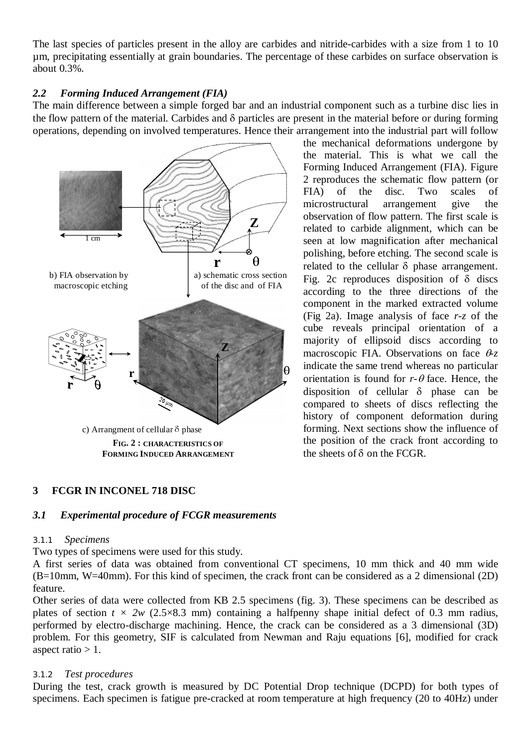The last species of particles present in the alloy are carbides and nitride-carbides with a size from 1 to 10 µm, precipitating essentially at grain boundaries. The percentage of these carbides on surface observation is about 0.3%.

### *2.2 Forming Induced Arrangement (FIA)*

The main difference between a simple forged bar and an industrial component such as a turbine disc lies in the flow pattern of the material. Carbides and δ particles are present in the material before or during forming operations, depending on involved temperatures. Hence their arrangement into the industrial part will follow the mechanical deformations undergone by the material. This is what we call the Forming Induced Arrangement (FIA). Figure 2 reproduces the schematic flow pattern (or FIA) of the disc. Two scales of microstructural arrangement give the observation of flow pattern. The first scale is related to carbide alignment, which can be seen at low magnification after mechanical polishing, before etching. The second scale is related to the cellular δ phase arrangement. Fig. 2c reproduces disposition of δ discs according to the three directions of the component in the marked extracted volume (Fig 2a). Image analysis of face *r-z* of the cube reveals principal orientation of a majority of ellipsoid discs according to macroscopic FIA. Observations on face *θ-z* indicate the same trend whereas no particular orientation is found for *r-θ* face. Hence, the disposition of cellular δ phase can be compared to sheets of discs reflecting the history of component deformation during forming. Next sections show the influence of the position of the crack front according to the sheets of δ on the FCGR.

b) FIA observation by macroscopic etching

a) schematic cross section of the disc and of FIA

c) Arrangment of cellular δ phase

**FIG. 2 : CHARACTERISTICS OF FORMING INDUCED ARRANGEMENT**

## 3 FCGR IN INCONEL 718 DISC

### *3.1 Experimental procedure of FCGR measurements*

#### 3.1.1 *Specimens*

Two types of specimens were used for this study.

A first series of data was obtained from conventional CT specimens, 10 mm thick and 40 mm wide (B=10mm, W=40mm). For this kind of specimen, the crack front can be considered as a 2 dimensional (2D) feature.

Other series of data were collected from KB 2.5 specimens (fig. 3). These specimens can be described as plates of section $t \times 2w$ (2.5×8.3 mm) containing a halfpenny shape initial defect of 0.3 mm radius, performed by electro-discharge machining. Hence, the crack can be considered as a 3 dimensional (3D) problem. For this geometry, SIF is calculated from Newman and Raju equations [6], modified for crack aspect ratio > 1.

#### 3.1.2 *Test procedures*

During the test, crack growth is measured by DC Potential Drop technique (DCPD) for both types of specimens. Each specimen is fatigue pre-cracked at room temperature at high frequency (20 to 40Hz) under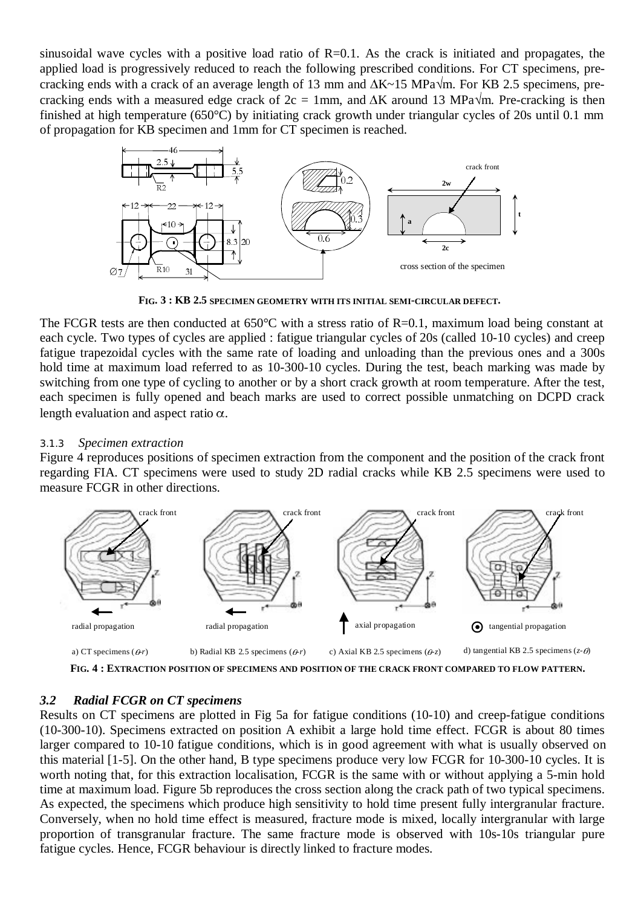sinusoidal wave cycles with a positive load ratio of R=0.1. As the crack is initiated and propagates, the applied load is progressively reduced to reach the following prescribed conditions. For CT specimens, pre-cracking ends with a crack of an average length of 13 mm and $\Delta K \sim 15$ MPa$\sqrt{m}$. For KB 2.5 specimens, pre-cracking ends with a measured edge crack of 2c = 1mm, and $\Delta K$ around 13 MPa$\sqrt{m}$. Pre-cracking is then finished at high temperature (650°C) by initiating crack growth under triangular cycles of 20s until 0.1 mm of propagation for KB specimen and 1mm for CT specimen is reached.

**FIG. 3 : KB 2.5 SPECIMEN GEOMETRY WITH ITS INITIAL SEMI-CIRCULAR DEFECT.**

The FCGR tests are then conducted at 650°C with a stress ratio of R=0.1, maximum load being constant at each cycle. Two types of cycles are applied : fatigue triangular cycles of 20s (called 10-10 cycles) and creep fatigue trapezoidal cycles with the same rate of loading and unloading than the previous ones and a 300s hold time at maximum load referred to as 10-300-10 cycles. During the test, beach marking was made by switching from one type of cycling to another or by a short crack growth at room temperature. After the test, each specimen is fully opened and beach marks are used to correct possible unmatching on DCPD crack length evaluation and aspect ratio $\alpha$.

#### 3.1.3 *Specimen extraction*

Figure 4 reproduces positions of specimen extraction from the component and the position of the crack front regarding FIA. CT specimens were used to study 2D radial cracks while KB 2.5 specimens were used to measure FCGR in other directions.

a) CT specimens ($\theta$-$r$) b) Radial KB 2.5 specimens ($\theta$-$r$) c) Axial KB 2.5 specimens ($\theta$-$z$) d) tangential KB 2.5 specimens ($z$-$\theta$)

**FIG. 4 : EXTRACTION POSITION OF SPECIMENS AND POSITION OF THE CRACK FRONT COMPARED TO FLOW PATTERN.**

### *3.2 Radial FCGR on CT specimens*

Results on CT specimens are plotted in Fig 5a for fatigue conditions (10-10) and creep-fatigue conditions (10-300-10). Specimens extracted on position A exhibit a large hold time effect. FCGR is about 80 times larger compared to 10-10 fatigue conditions, which is in good agreement with what is usually observed on this material [1-5]. On the other hand, B type specimens produce very low FCGR for 10-300-10 cycles. It is worth noting that, for this extraction localisation, FCGR is the same with or without applying a 5-min hold time at maximum load. Figure 5b reproduces the cross section along the crack path of two typical specimens. As expected, the specimens which produce high sensitivity to hold time present fully intergranular fracture. Conversely, when no hold time effect is measured, fracture mode is mixed, locally intergranular with large proportion of transgranular fracture. The same fracture mode is observed with 10s-10s triangular pure fatigue cycles. Hence, FCGR behaviour is directly linked to fracture modes.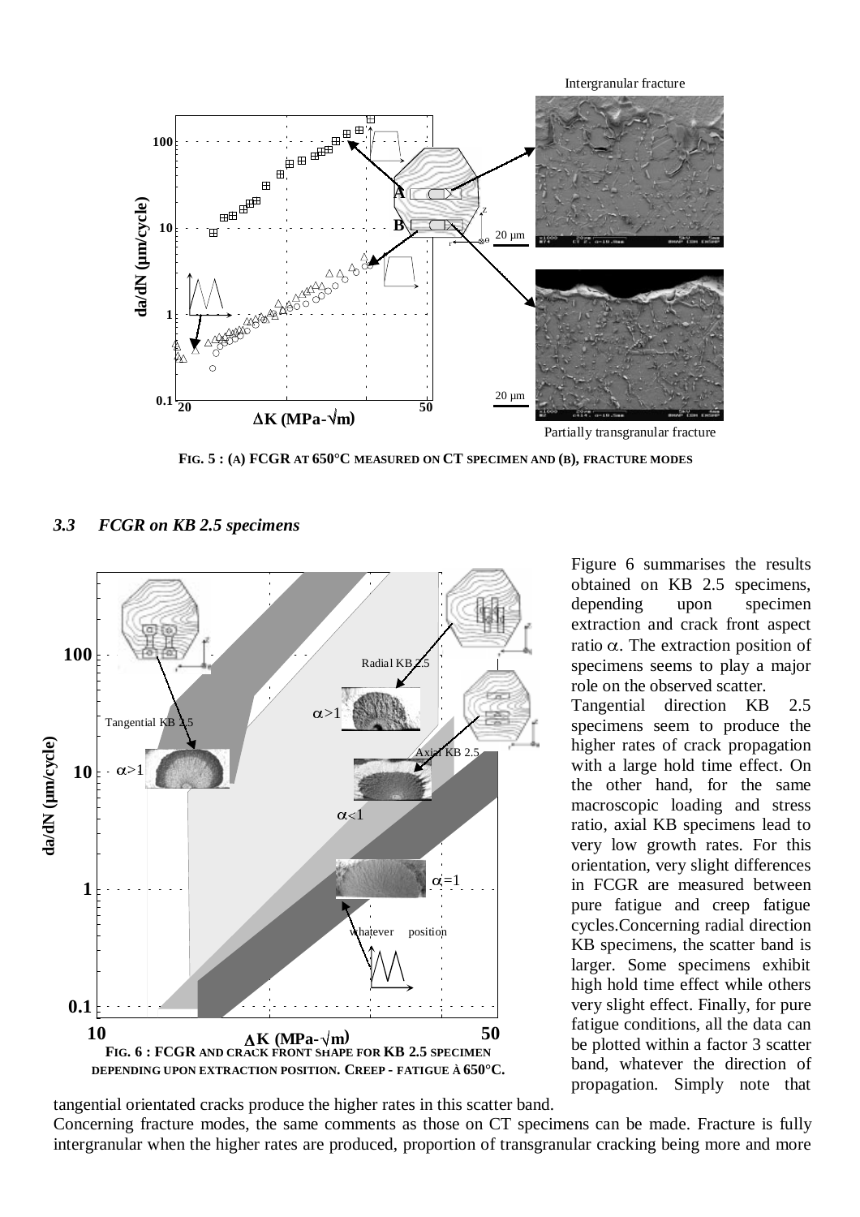FIG. 5 : (A) FCGR AT 650°C MEASURED ON CT SPECIMEN AND (B), FRACTURE MODES

### *3.3 FCGR on KB 2.5 specimens*

FIG. 6 : FCGR AND CRACK FRONT SHAPE FOR KB 2.5 SPECIMEN DEPENDING UPON EXTRACTION POSITION. CREEP - FATIGUE À 650°C.

Figure 6 summarises the results obtained on KB 2.5 specimens, depending upon specimen extraction and crack front aspect ratio $\alpha$. The extraction position of specimens seems to play a major role on the observed scatter.

Tangential direction KB 2.5 specimens seem to produce the higher rates of crack propagation with a large hold time effect. On the other hand, for the same macroscopic loading and stress ratio, axial KB specimens lead to very low growth rates. For this orientation, very slight differences in FCGR are measured between pure fatigue and creep fatigue cycles.Concerning radial direction KB specimens, the scatter band is larger. Some specimens exhibit high hold time effect while others very slight effect. Finally, for pure fatigue conditions, all the data can be plotted within a factor 3 scatter band, whatever the direction of propagation. Simply note that tangential orientated cracks produce the higher rates in this scatter band.

Concerning fracture modes, the same comments as those on CT specimens can be made. Fracture is fully intergranular when the higher rates are produced, proportion of transgranular cracking being more and more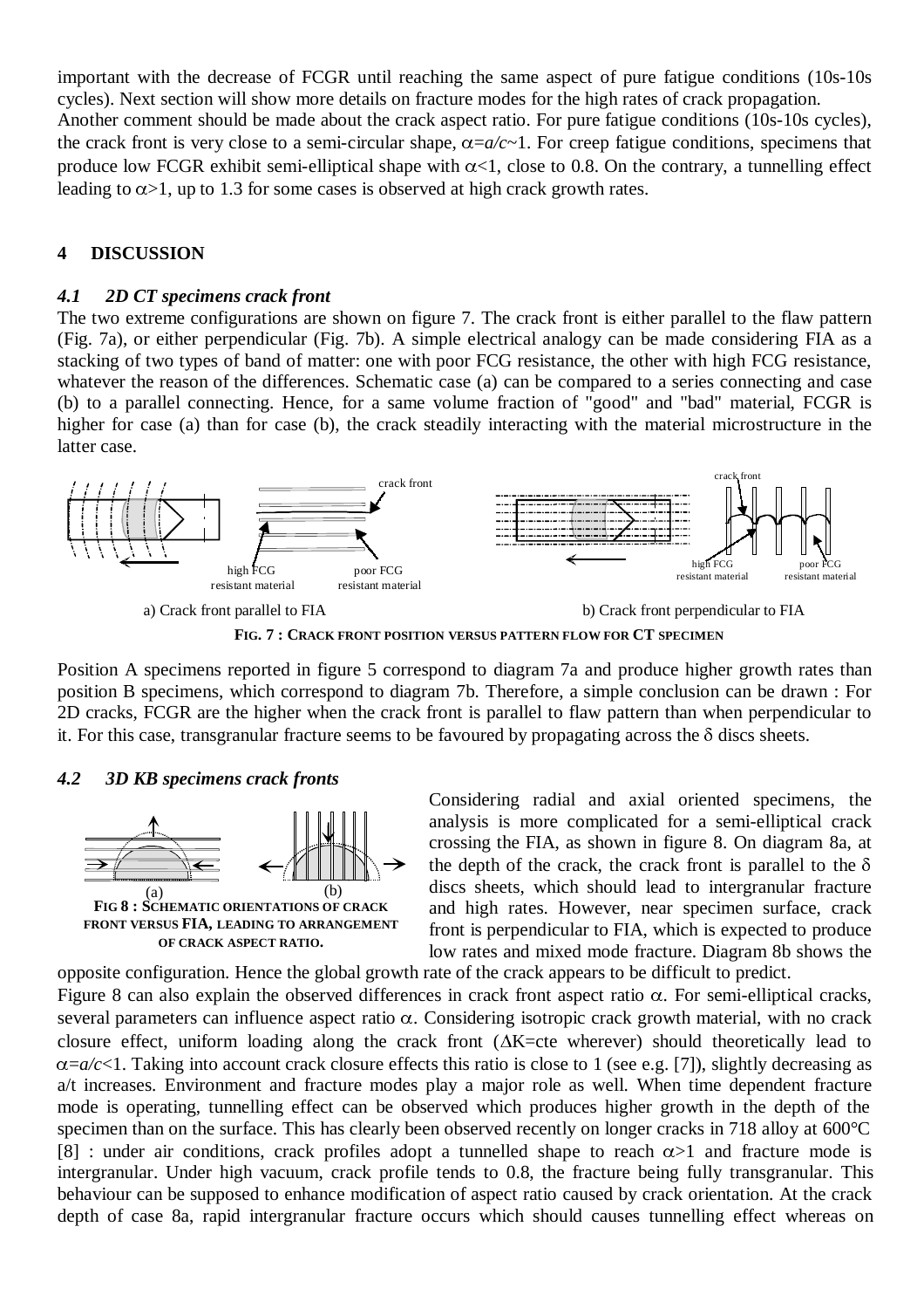important with the decrease of FCGR until reaching the same aspect of pure fatigue conditions (10s-10s cycles). Next section will show more details on fracture modes for the high rates of crack propagation.
Another comment should be made about the crack aspect ratio. For pure fatigue conditions (10s-10s cycles), the crack front is very close to a semi-circular shape, $\alpha = a/c \sim 1$. For creep fatigue conditions, specimens that produce low FCGR exhibit semi-elliptical shape with $\alpha < 1$, close to 0.8. On the contrary, a tunnelling effect leading to $\alpha > 1$, up to 1.3 for some cases is observed at high crack growth rates.

## 4 DISCUSSION

### *4.1 2D CT specimens crack front*

The two extreme configurations are shown on figure 7. The crack front is either parallel to the flaw pattern (Fig. 7a), or either perpendicular (Fig. 7b). A simple electrical analogy can be made considering FIA as a stacking of two types of band of matter: one with poor FCG resistance, the other with high FCG resistance, whatever the reason of the differences. Schematic case (a) can be compared to a series connecting and case (b) to a parallel connecting. Hence, for a same volume fraction of "good" and "bad" material, FCGR is higher for case (a) than for case (b), the crack steadily interacting with the material microstructure in the latter case.

a) Crack front parallel to FIA b) Crack front perpendicular to FIA

**FIG. 7 : CRACK FRONT POSITION VERSUS PATTERN FLOW FOR CT SPECIMEN**

Position A specimens reported in figure 5 correspond to diagram 7a and produce higher growth rates than position B specimens, which correspond to diagram 7b. Therefore, a simple conclusion can be drawn : For 2D cracks, FCGR are the higher when the crack front is parallel to flaw pattern than when perpendicular to it. For this case, transgranular fracture seems to be favoured by propagating across the $\delta$ discs sheets.

### *4.2 3D KB specimens crack fronts*

**FIG 8 : SCHEMATIC ORIENTATIONS OF CRACK FRONT VERSUS FIA, LEADING TO ARRANGEMENT OF CRACK ASPECT RATIO.**

Considering radial and axial oriented specimens, the analysis is more complicated for a semi-elliptical crack crossing the FIA, as shown in figure 8. On diagram 8a, at the depth of the crack, the crack front is parallel to the $\delta$ discs sheets, which should lead to intergranular fracture and high rates. However, near specimen surface, crack front is perpendicular to FIA, which is expected to produce low rates and mixed mode fracture. Diagram 8b shows the opposite configuration. Hence the global growth rate of the crack appears to be difficult to predict.

Figure 8 can also explain the observed differences in crack front aspect ratio $\alpha$. For semi-elliptical cracks, several parameters can influence aspect ratio $\alpha$. Considering isotropic crack growth material, with no crack closure effect, uniform loading along the crack front ($\Delta K$=cte wherever) should theoretically lead to $\alpha = a/c < 1$. Taking into account crack closure effects this ratio is close to 1 (see e.g. [7]), slightly decreasing as a/t increases. Environment and fracture modes play a major role as well. When time dependent fracture mode is operating, tunnelling effect can be observed which produces higher growth in the depth of the specimen than on the surface. This has clearly been observed recently on longer cracks in 718 alloy at 600°C [8] : under air conditions, crack profiles adopt a tunnelled shape to reach $\alpha > 1$ and fracture mode is intergranular. Under high vacuum, crack profile tends to 0.8, the fracture being fully transgranular. This behaviour can be supposed to enhance modification of aspect ratio caused by crack orientation. At the crack depth of case 8a, rapid intergranular fracture occurs which should causes tunnelling effect whereas on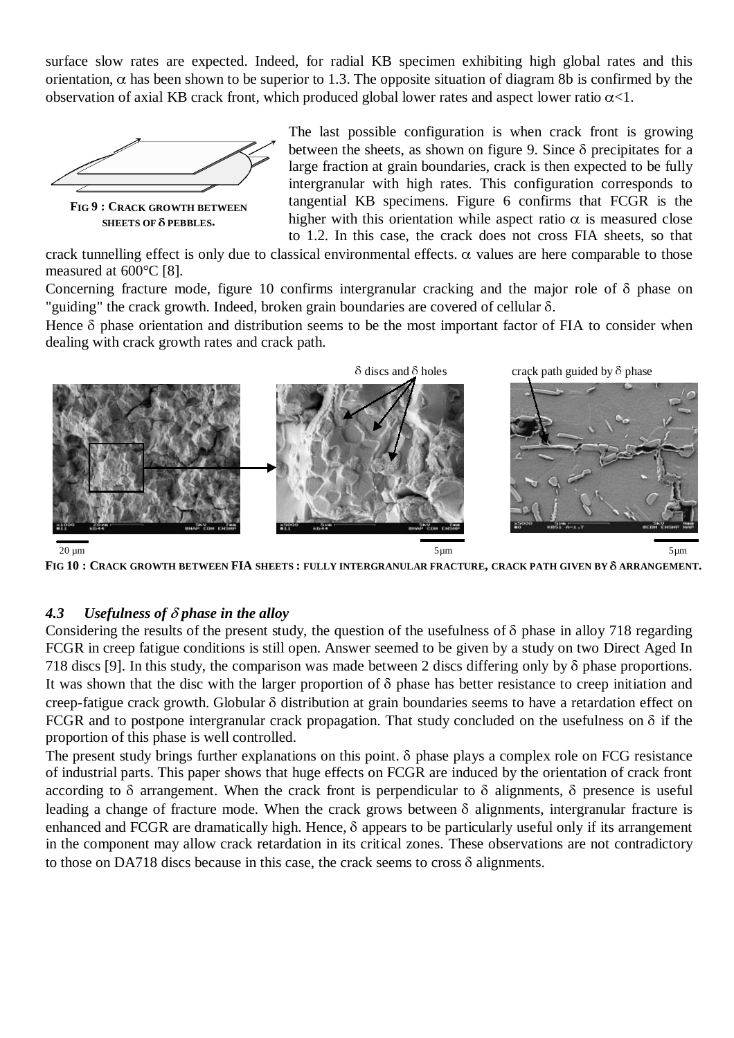surface slow rates are expected. Indeed, for radial KB specimen exhibiting high global rates and this orientation, $\alpha$ has been shown to be superior to 1.3. The opposite situation of diagram 8b is confirmed by the observation of axial KB crack front, which produced global lower rates and aspect lower ratio $\alpha$<1.

**FIG 9 : CRACK GROWTH BETWEEN SHEETS OF $\delta$ PEBBLES.**

The last possible configuration is when crack front is growing between the sheets, as shown on figure 9. Since $\delta$ precipitates for a large fraction at grain boundaries, crack is then expected to be fully intergranular with high rates. This configuration corresponds to tangential KB specimens. Figure 6 confirms that FCGR is the higher with this orientation while aspect ratio $\alpha$ is measured close to 1.2. In this case, the crack does not cross FIA sheets, so that crack tunnelling effect is only due to classical environmental effects. $\alpha$ values are here comparable to those measured at 600°C [8].

Concerning fracture mode, figure 10 confirms intergranular cracking and the major role of $\delta$ phase on "guiding" the crack growth. Indeed, broken grain boundaries are covered of cellular $\delta$.

Hence $\delta$ phase orientation and distribution seems to be the most important factor of FIA to consider when dealing with crack growth rates and crack path.

$\delta$ discs and $\delta$ holes

crack path guided by $\delta$ phase

20 µm 5µm 5µm

**FIG 10 : CRACK GROWTH BETWEEN FIA SHEETS : FULLY INTERGRANULAR FRACTURE, CRACK PATH GIVEN BY $\delta$ ARRANGEMENT.**

### *4.3 Usefulness of $\delta$ phase in the alloy*

Considering the results of the present study, the question of the usefulness of $\delta$ phase in alloy 718 regarding FCGR in creep fatigue conditions is still open. Answer seemed to be given by a study on two Direct Aged In 718 discs [9]. In this study, the comparison was made between 2 discs differing only by $\delta$ phase proportions. It was shown that the disc with the larger proportion of $\delta$ phase has better resistance to creep initiation and creep-fatigue crack growth. Globular $\delta$ distribution at grain boundaries seems to have a retardation effect on FCGR and to postpone intergranular crack propagation. That study concluded on the usefulness on $\delta$ if the proportion of this phase is well controlled.

The present study brings further explanations on this point. $\delta$ phase plays a complex role on FCG resistance of industrial parts. This paper shows that huge effects on FCGR are induced by the orientation of crack front according to $\delta$ arrangement. When the crack front is perpendicular to $\delta$ alignments, $\delta$ presence is useful leading a change of fracture mode. When the crack grows between $\delta$ alignments, intergranular fracture is enhanced and FCGR are dramatically high. Hence, $\delta$ appears to be particularly useful only if its arrangement in the component may allow crack retardation in its critical zones. These observations are not contradictory to those on DA718 discs because in this case, the crack seems to cross $\delta$ alignments.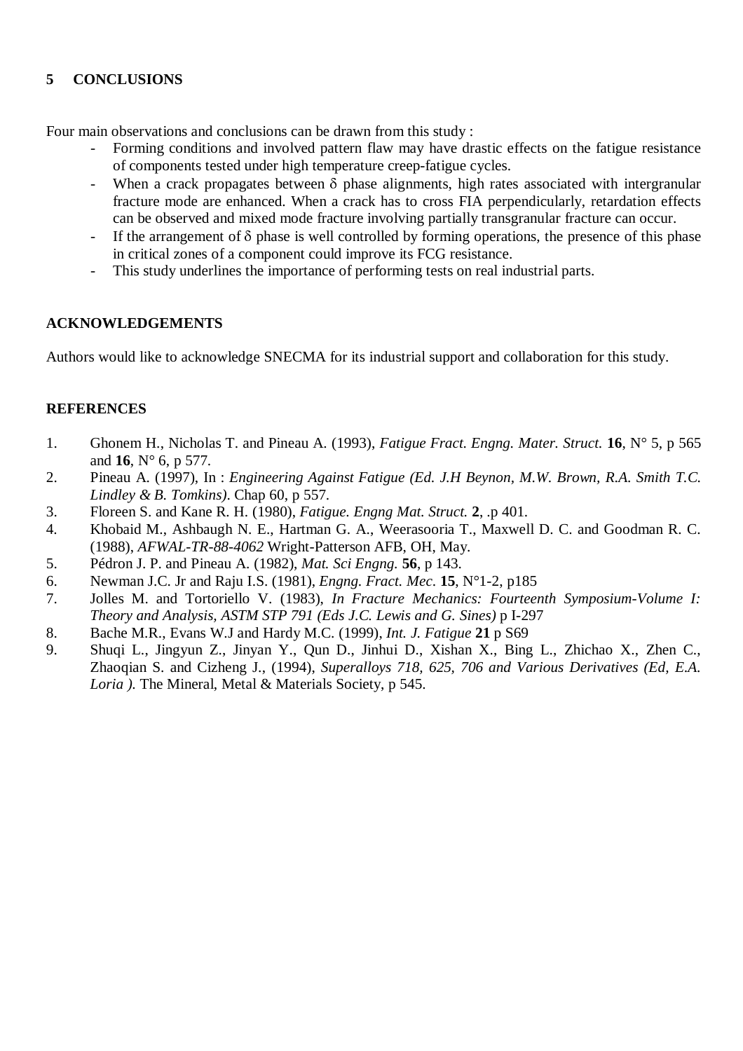## 5 CONCLUSIONS

Four main observations and conclusions can be drawn from this study :

- Forming conditions and involved pattern flaw may have drastic effects on the fatigue resistance of components tested under high temperature creep-fatigue cycles.
- When a crack propagates between $\delta$ phase alignments, high rates associated with intergranular fracture mode are enhanced. When a crack has to cross FIA perpendicularly, retardation effects can be observed and mixed mode fracture involving partially transgranular fracture can occur.
- If the arrangement of $\delta$ phase is well controlled by forming operations, the presence of this phase in critical zones of a component could improve its FCG resistance.
- This study underlines the importance of performing tests on real industrial parts.

## ACKNOWLEDGEMENTS

Authors would like to acknowledge SNECMA for its industrial support and collaboration for this study.

## REFERENCES

1. Ghonem H., Nicholas T. and Pineau A. (1993), *Fatigue Fract. Engng. Mater. Struct.* **16**, N° 5, p 565 and **16**, N° 6, p 577.
2. Pineau A. (1997), In : *Engineering Against Fatigue (Ed. J.H Beynon, M.W. Brown, R.A. Smith T.C. Lindley & B. Tomkins)*. Chap 60, p 557.
3. Floreen S. and Kane R. H. (1980), *Fatigue. Engng Mat. Struct.* **2**, .p 401.
4. Khobaid M., Ashbaugh N. E., Hartman G. A., Weerasooria T., Maxwell D. C. and Goodman R. C. (1988), *AFWAL-TR-88-4062* Wright-Patterson AFB, OH, May.
5. Pédron J. P. and Pineau A. (1982), *Mat. Sci Engng.* **56**, p 143.
6. Newman J.C. Jr and Raju I.S. (1981), *Engng. Fract. Mec.* **15**, N°1-2, p185
7. Jolles M. and Tortoriello V. (1983), *In Fracture Mechanics: Fourteenth Symposium-Volume I: Theory and Analysis, ASTM STP 791 (Eds J.C. Lewis and G. Sines)* p I-297
8. Bache M.R., Evans W.J and Hardy M.C. (1999), *Int. J. Fatigue* **21** p S69
9. Shuqi L., Jingyun Z., Jinyan Y., Qun D., Jinhui D., Xishan X., Bing L., Zhichao X., Zhen C., Zhaoqian S. and Cizheng J., (1994), *Superalloys 718, 625, 706 and Various Derivatives (Ed, E.A. Loria ).* The Mineral, Metal & Materials Society, p 545.